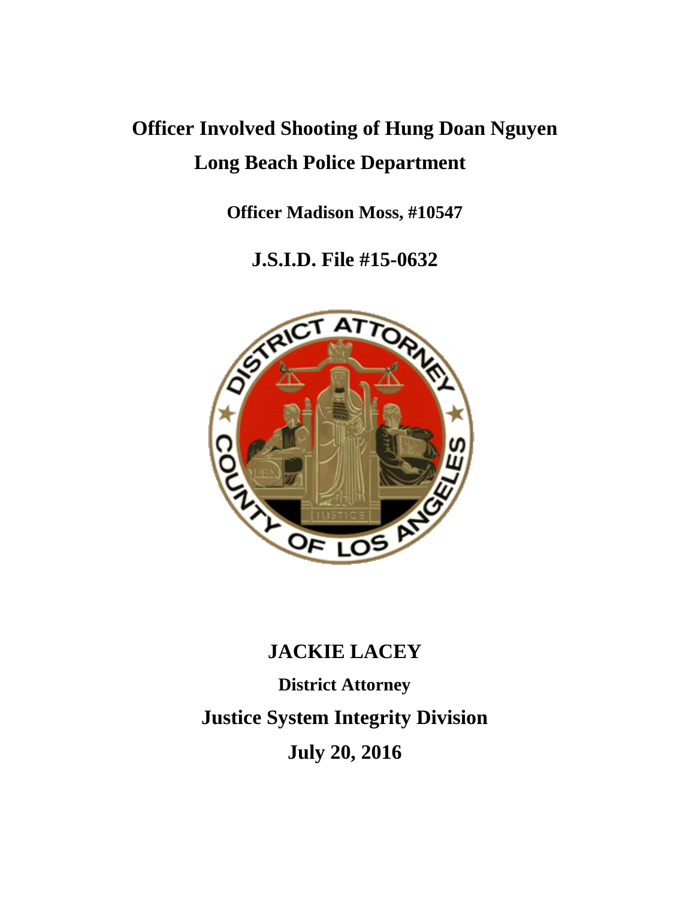# Officer Involved Shooting of Hung Doan Nguyen

## Long Beach Police Department

**Officer Madison Moss, #10547**

**J.S.I.D. File #15-0632**

**JACKIE LACEY**

**District Attorney**

**Justice System Integrity Division**

**July 20, 2016**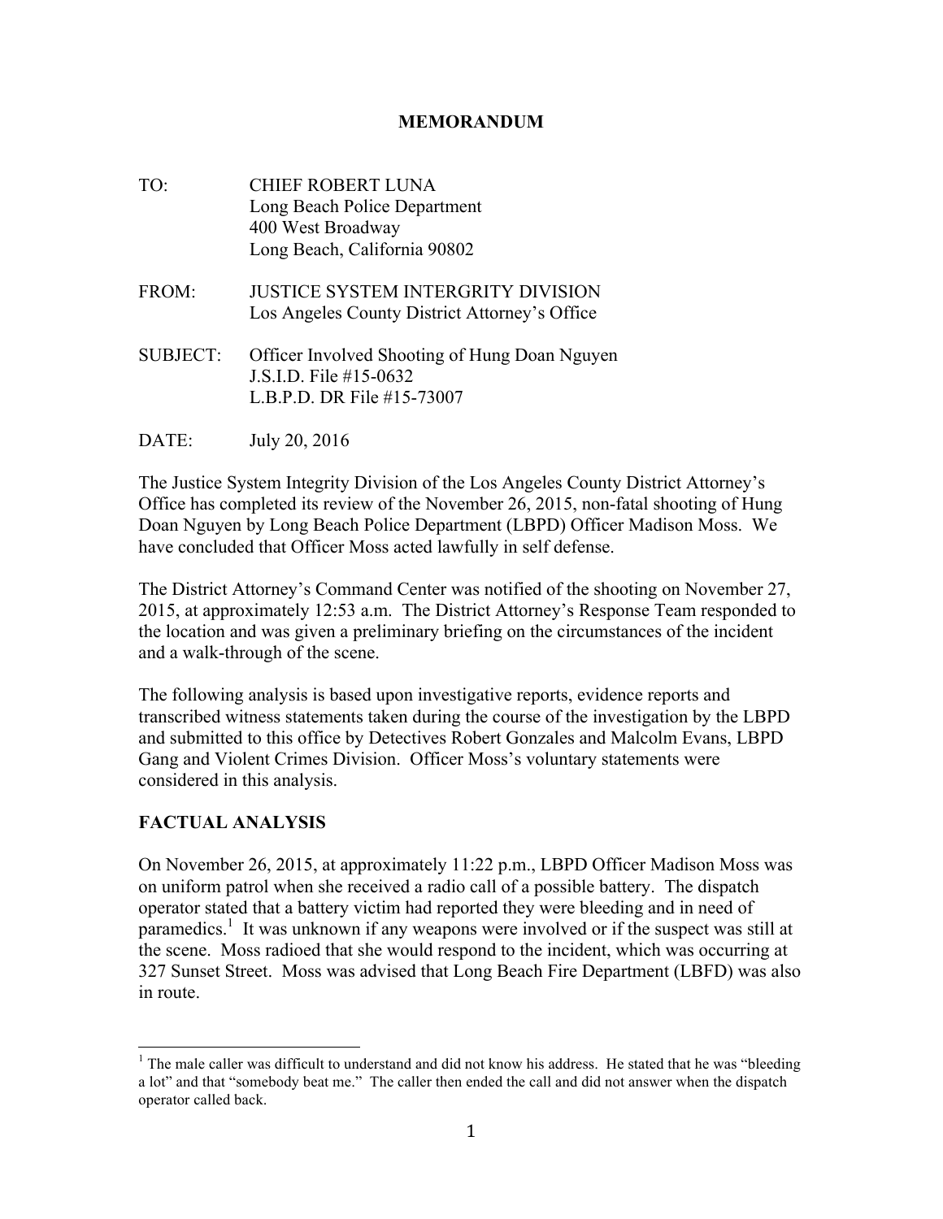**MEMORANDUM**

TO: CHIEF ROBERT LUNA
Long Beach Police Department
400 West Broadway
Long Beach, California 90802

FROM: JUSTICE SYSTEM INTERGRITY DIVISION
Los Angeles County District Attorney's Office

SUBJECT: Officer Involved Shooting of Hung Doan Nguyen
J.S.I.D. File #15-0632
L.B.P.D. DR File #15-73007

DATE: July 20, 2016

The Justice System Integrity Division of the Los Angeles County District Attorney's Office has completed its review of the November 26, 2015, non-fatal shooting of Hung Doan Nguyen by Long Beach Police Department (LBPD) Officer Madison Moss. We have concluded that Officer Moss acted lawfully in self defense.

The District Attorney's Command Center was notified of the shooting on November 27, 2015, at approximately 12:53 a.m. The District Attorney's Response Team responded to the location and was given a preliminary briefing on the circumstances of the incident and a walk-through of the scene.

The following analysis is based upon investigative reports, evidence reports and transcribed witness statements taken during the course of the investigation by the LBPD and submitted to this office by Detectives Robert Gonzales and Malcolm Evans, LBPD Gang and Violent Crimes Division. Officer Moss's voluntary statements were considered in this analysis.

## FACTUAL ANALYSIS

On November 26, 2015, at approximately 11:22 p.m., LBPD Officer Madison Moss was on uniform patrol when she received a radio call of a possible battery. The dispatch operator stated that a battery victim had reported they were bleeding and in need of paramedics.[1] It was unknown if any weapons were involved or if the suspect was still at the scene. Moss radioed that she would respond to the incident, which was occurring at 327 Sunset Street. Moss was advised that Long Beach Fire Department (LBFD) was also in route.

[1] The male caller was difficult to understand and did not know his address. He stated that he was "bleeding a lot" and that "somebody beat me." The caller then ended the call and did not answer when the dispatch operator called back.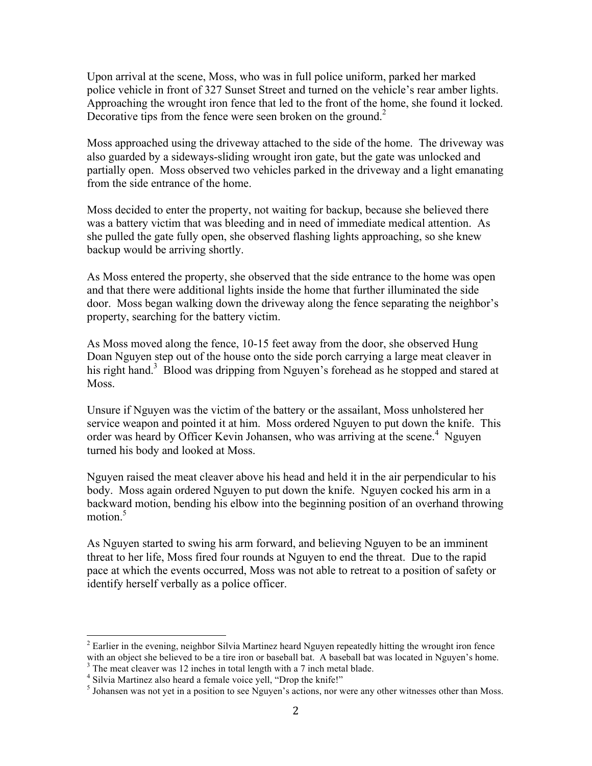Upon arrival at the scene, Moss, who was in full police uniform, parked her marked police vehicle in front of 327 Sunset Street and turned on the vehicle's rear amber lights. Approaching the wrought iron fence that led to the front of the home, she found it locked. Decorative tips from the fence were seen broken on the ground.[2]

Moss approached using the driveway attached to the side of the home. The driveway was also guarded by a sideways-sliding wrought iron gate, but the gate was unlocked and partially open. Moss observed two vehicles parked in the driveway and a light emanating from the side entrance of the home.

Moss decided to enter the property, not waiting for backup, because she believed there was a battery victim that was bleeding and in need of immediate medical attention. As she pulled the gate fully open, she observed flashing lights approaching, so she knew backup would be arriving shortly.

As Moss entered the property, she observed that the side entrance to the home was open and that there were additional lights inside the home that further illuminated the side door. Moss began walking down the driveway along the fence separating the neighbor's property, searching for the battery victim.

As Moss moved along the fence, 10-15 feet away from the door, she observed Hung Doan Nguyen step out of the house onto the side porch carrying a large meat cleaver in his right hand.[3] Blood was dripping from Nguyen's forehead as he stopped and stared at Moss.

Unsure if Nguyen was the victim of the battery or the assailant, Moss unholstered her service weapon and pointed it at him. Moss ordered Nguyen to put down the knife. This order was heard by Officer Kevin Johansen, who was arriving at the scene.[4] Nguyen turned his body and looked at Moss.

Nguyen raised the meat cleaver above his head and held it in the air perpendicular to his body. Moss again ordered Nguyen to put down the knife. Nguyen cocked his arm in a backward motion, bending his elbow into the beginning position of an overhand throwing motion.[5]

As Nguyen started to swing his arm forward, and believing Nguyen to be an imminent threat to her life, Moss fired four rounds at Nguyen to end the threat. Due to the rapid pace at which the events occurred, Moss was not able to retreat to a position of safety or identify herself verbally as a police officer.

---

[2] Earlier in the evening, neighbor Silvia Martinez heard Nguyen repeatedly hitting the wrought iron fence with an object she believed to be a tire iron or baseball bat. A baseball bat was located in Nguyen's home.

[3] The meat cleaver was 12 inches in total length with a 7 inch metal blade.

[4] Silvia Martinez also heard a female voice yell, "Drop the knife!"

[5] Johansen was not yet in a position to see Nguyen's actions, nor were any other witnesses other than Moss.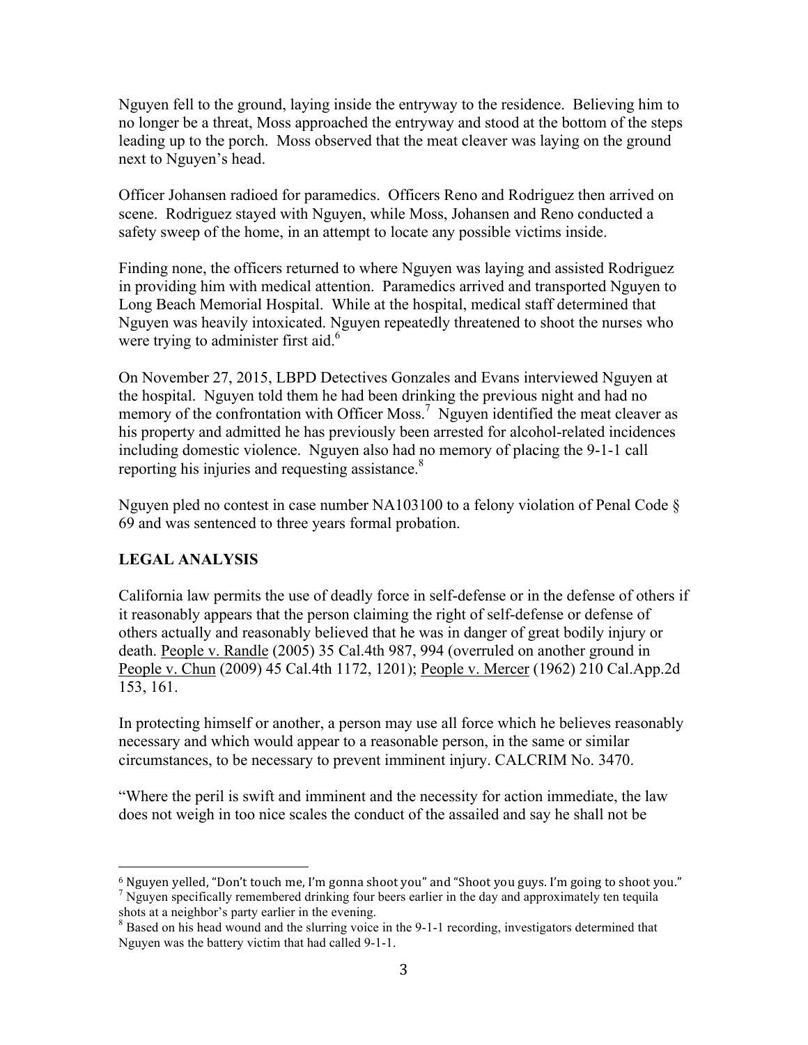Nguyen fell to the ground, laying inside the entryway to the residence. Believing him to no longer be a threat, Moss approached the entryway and stood at the bottom of the steps leading up to the porch. Moss observed that the meat cleaver was laying on the ground next to Nguyen's head.

Officer Johansen radioed for paramedics. Officers Reno and Rodriguez then arrived on scene. Rodriguez stayed with Nguyen, while Moss, Johansen and Reno conducted a safety sweep of the home, in an attempt to locate any possible victims inside.

Finding none, the officers returned to where Nguyen was laying and assisted Rodriguez in providing him with medical attention. Paramedics arrived and transported Nguyen to Long Beach Memorial Hospital. While at the hospital, medical staff determined that Nguyen was heavily intoxicated. Nguyen repeatedly threatened to shoot the nurses who were trying to administer first aid.[6]

On November 27, 2015, LBPD Detectives Gonzales and Evans interviewed Nguyen at the hospital. Nguyen told them he had been drinking the previous night and had no memory of the confrontation with Officer Moss.[7] Nguyen identified the meat cleaver as his property and admitted he has previously been arrested for alcohol-related incidences including domestic violence. Nguyen also had no memory of placing the 9-1-1 call reporting his injuries and requesting assistance.[8]

Nguyen pled no contest in case number NA103100 to a felony violation of Penal Code § 69 and was sentenced to three years formal probation.

## LEGAL ANALYSIS

California law permits the use of deadly force in self-defense or in the defense of others if it reasonably appears that the person claiming the right of self-defense or defense of others actually and reasonably believed that he was in danger of great bodily injury or death. People v. Randle (2005) 35 Cal.4th 987, 994 (overruled on another ground in People v. Chun (2009) 45 Cal.4th 1172, 1201); People v. Mercer (1962) 210 Cal.App.2d 153, 161.

In protecting himself or another, a person may use all force which he believes reasonably necessary and which would appear to a reasonable person, in the same or similar circumstances, to be necessary to prevent imminent injury. CALCRIM No. 3470.

"Where the peril is swift and imminent and the necessity for action immediate, the law does not weigh in too nice scales the conduct of the assailed and say he shall not be

---

[6] Nguyen yelled, "Don't touch me, I'm gonna shoot you" and "Shoot you guys. I'm going to shoot you."

[7] Nguyen specifically remembered drinking four beers earlier in the day and approximately ten tequila shots at a neighbor's party earlier in the evening.

[8] Based on his head wound and the slurring voice in the 9-1-1 recording, investigators determined that Nguyen was the battery victim that had called 9-1-1.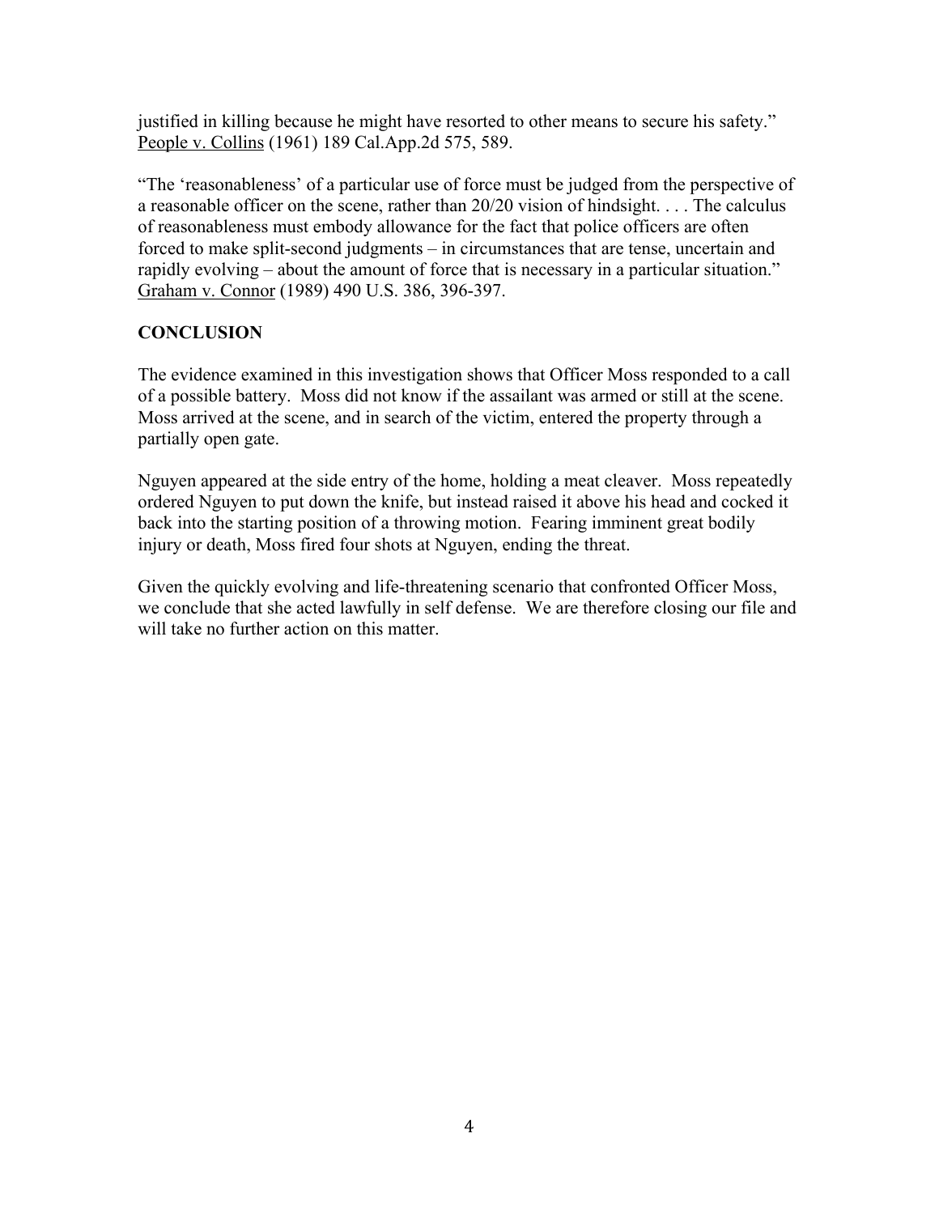justified in killing because he might have resorted to other means to secure his safety." People v. Collins (1961) 189 Cal.App.2d 575, 589.

"The 'reasonableness' of a particular use of force must be judged from the perspective of a reasonable officer on the scene, rather than 20/20 vision of hindsight. . . . The calculus of reasonableness must embody allowance for the fact that police officers are often forced to make split-second judgments – in circumstances that are tense, uncertain and rapidly evolving – about the amount of force that is necessary in a particular situation." Graham v. Connor (1989) 490 U.S. 386, 396-397.

**CONCLUSION**

The evidence examined in this investigation shows that Officer Moss responded to a call of a possible battery. Moss did not know if the assailant was armed or still at the scene. Moss arrived at the scene, and in search of the victim, entered the property through a partially open gate.

Nguyen appeared at the side entry of the home, holding a meat cleaver. Moss repeatedly ordered Nguyen to put down the knife, but instead raised it above his head and cocked it back into the starting position of a throwing motion. Fearing imminent great bodily injury or death, Moss fired four shots at Nguyen, ending the threat.

Given the quickly evolving and life-threatening scenario that confronted Officer Moss, we conclude that she acted lawfully in self defense. We are therefore closing our file and will take no further action on this matter.